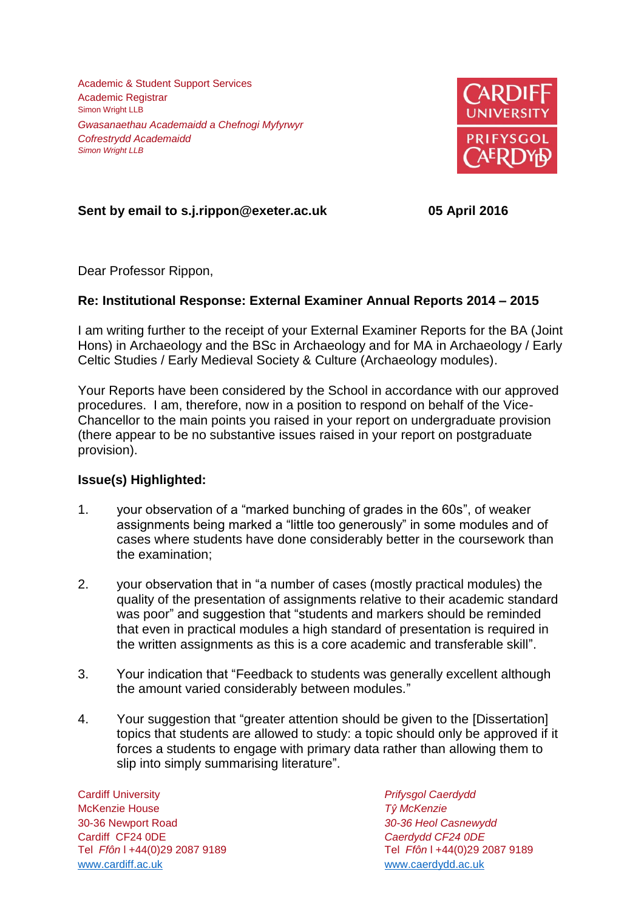Academic & Student Support Services
Academic Registrar
Simon Wright LLB

*Gwasanaethau Academaidd a Chefnogi Myfyrwyr*
*Cofrestrydd Academaidd*
*Simon Wright LLB*

CARDIFF UNIVERSITY
PRIFYSGOL CAERDYDD

**Sent by email to s.j.rippon@exeter.ac.uk** **05 April 2016**

Dear Professor Rippon,

**Re: Institutional Response: External Examiner Annual Reports 2014 – 2015**

I am writing further to the receipt of your External Examiner Reports for the BA (Joint Hons) in Archaeology and the BSc in Archaeology and for MA in Archaeology / Early Celtic Studies / Early Medieval Society & Culture (Archaeology modules).

Your Reports have been considered by the School in accordance with our approved procedures. I am, therefore, now in a position to respond on behalf of the Vice-Chancellor to the main points you raised in your report on undergraduate provision (there appear to be no substantive issues raised in your report on postgraduate provision).

**Issue(s) Highlighted:**

1. your observation of a "marked bunching of grades in the 60s", of weaker assignments being marked a "little too generously" in some modules and of cases where students have done considerably better in the coursework than the examination;

2. your observation that in "a number of cases (mostly practical modules) the quality of the presentation of assignments relative to their academic standard was poor" and suggestion that "students and markers should be reminded that even in practical modules a high standard of presentation is required in the written assignments as this is a core academic and transferable skill".

3. Your indication that "Feedback to students was generally excellent although the amount varied considerably between modules."

4. Your suggestion that "greater attention should be given to the [Dissertation] topics that students are allowed to study: a topic should only be approved if it forces a students to engage with primary data rather than allowing them to slip into simply summarising literature".

Cardiff University
McKenzie House
30-36 Newport Road
Cardiff CF24 0DE
Tel *Ffôn* l +44(0)29 2087 9189
www.cardiff.ac.uk

*Prifysgol Caerdydd*
*Tŷ McKenzie*
*30-36 Heol Casnewydd*
*Caerdydd CF24 0DE*
Tel *Ffôn* l +44(0)29 2087 9189
www.caerdydd.ac.uk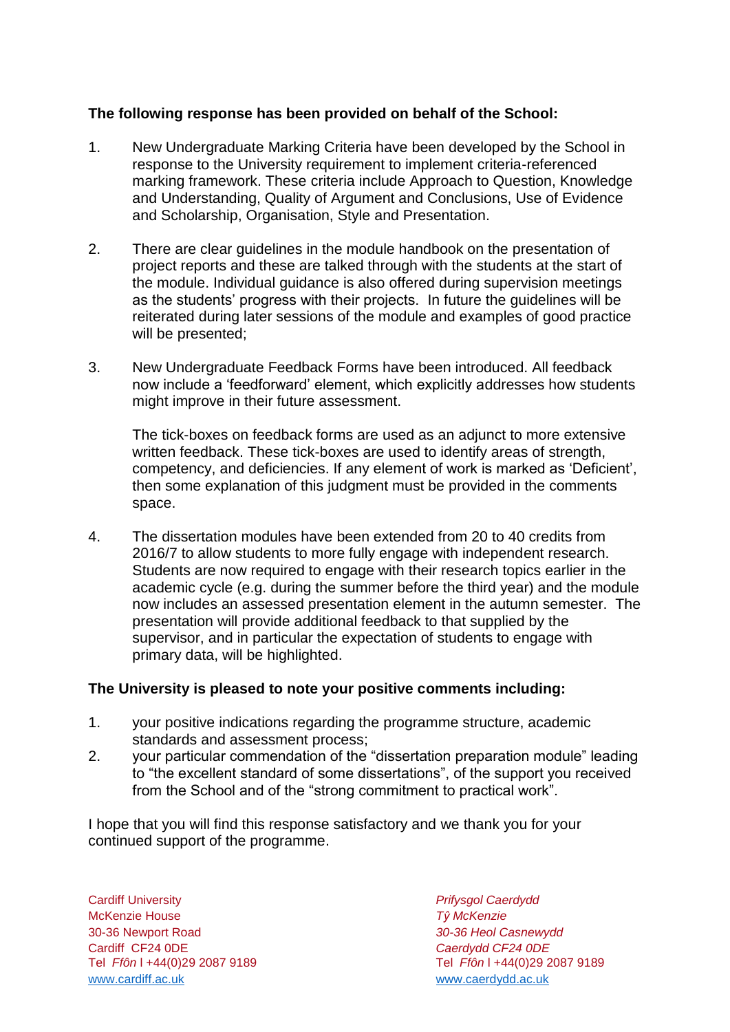**The following response has been provided on behalf of the School:**

1. New Undergraduate Marking Criteria have been developed by the School in response to the University requirement to implement criteria-referenced marking framework. These criteria include Approach to Question, Knowledge and Understanding, Quality of Argument and Conclusions, Use of Evidence and Scholarship, Organisation, Style and Presentation.

2. There are clear guidelines in the module handbook on the presentation of project reports and these are talked through with the students at the start of the module. Individual guidance is also offered during supervision meetings as the students' progress with their projects. In future the guidelines will be reiterated during later sessions of the module and examples of good practice will be presented;

3. New Undergraduate Feedback Forms have been introduced. All feedback now include a 'feedforward' element, which explicitly addresses how students might improve in their future assessment.

   The tick-boxes on feedback forms are used as an adjunct to more extensive written feedback. These tick-boxes are used to identify areas of strength, competency, and deficiencies. If any element of work is marked as 'Deficient', then some explanation of this judgment must be provided in the comments space.

4. The dissertation modules have been extended from 20 to 40 credits from 2016/7 to allow students to more fully engage with independent research. Students are now required to engage with their research topics earlier in the academic cycle (e.g. during the summer before the third year) and the module now includes an assessed presentation element in the autumn semester. The presentation will provide additional feedback to that supplied by the supervisor, and in particular the expectation of students to engage with primary data, will be highlighted.

**The University is pleased to note your positive comments including:**

1. your positive indications regarding the programme structure, academic standards and assessment process;
2. your particular commendation of the "dissertation preparation module" leading to "the excellent standard of some dissertations", of the support you received from the School and of the "strong commitment to practical work".

I hope that you will find this response satisfactory and we thank you for your continued support of the programme.

Cardiff University
McKenzie House
30-36 Newport Road
Cardiff CF24 0DE
Tel *Ffôn* l +44(0)29 2087 9189
www.cardiff.ac.uk

*Prifysgol Caerdydd*
*Tŷ McKenzie*
*30-36 Heol Casnewydd*
*Caerdydd CF24 0DE*
Tel *Ffôn* l +44(0)29 2087 9189
www.caerdydd.ac.uk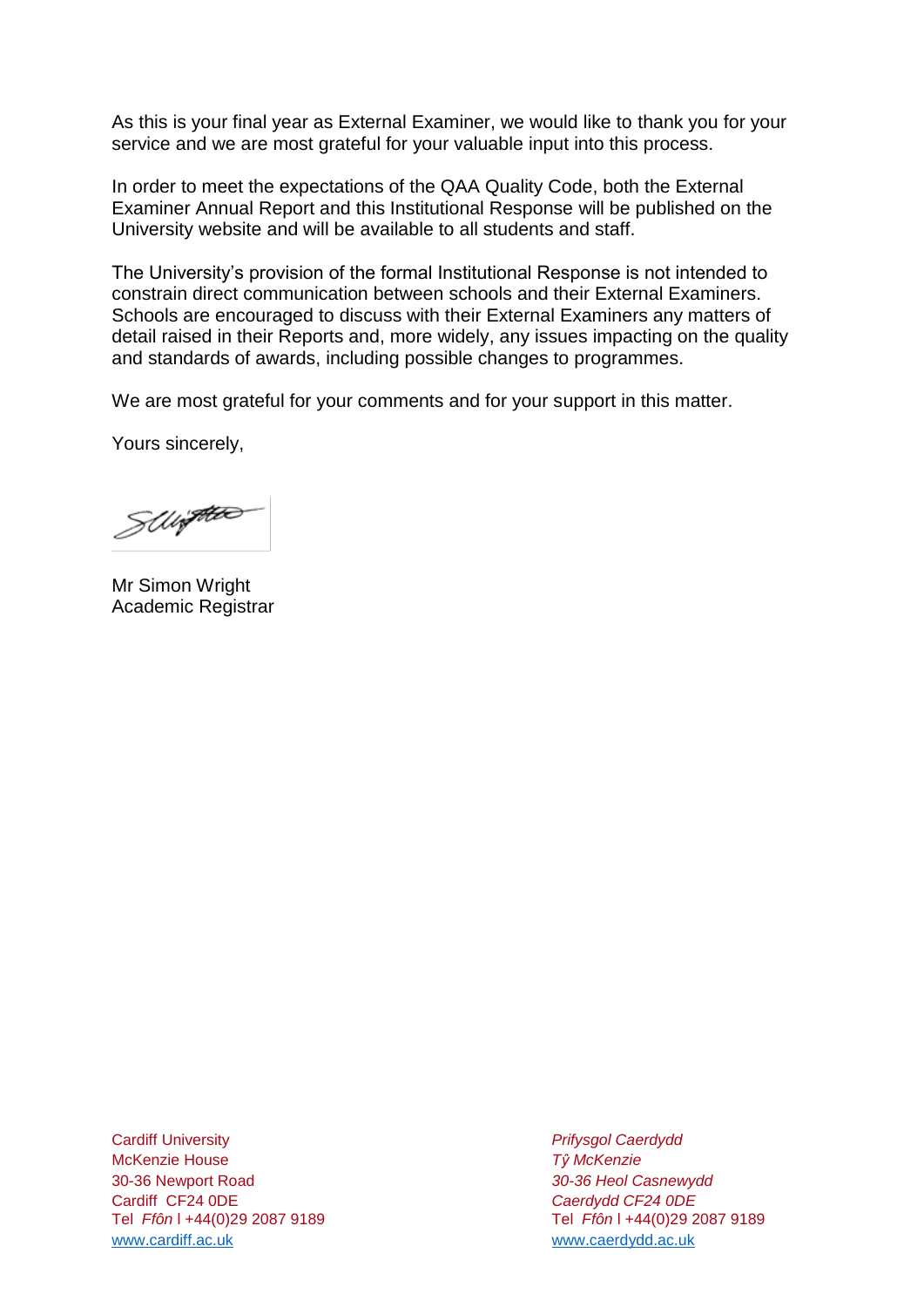As this is your final year as External Examiner, we would like to thank you for your service and we are most grateful for your valuable input into this process.

In order to meet the expectations of the QAA Quality Code, both the External Examiner Annual Report and this Institutional Response will be published on the University website and will be available to all students and staff.

The University's provision of the formal Institutional Response is not intended to constrain direct communication between schools and their External Examiners. Schools are encouraged to discuss with their External Examiners any matters of detail raised in their Reports and, more widely, any issues impacting on the quality and standards of awards, including possible changes to programmes.

We are most grateful for your comments and for your support in this matter.

Yours sincerely,

Mr Simon Wright
Academic Registrar

Cardiff University
McKenzie House
30-36 Newport Road
Cardiff CF24 0DE
Tel *Ffôn* l +44(0)29 2087 9189
www.cardiff.ac.uk

*Prifysgol Caerdydd*
*Tŷ McKenzie*
*30-36 Heol Casnewydd*
*Caerdydd CF24 0DE*
Tel *Ffôn* l +44(0)29 2087 9189
www.caerdydd.ac.uk